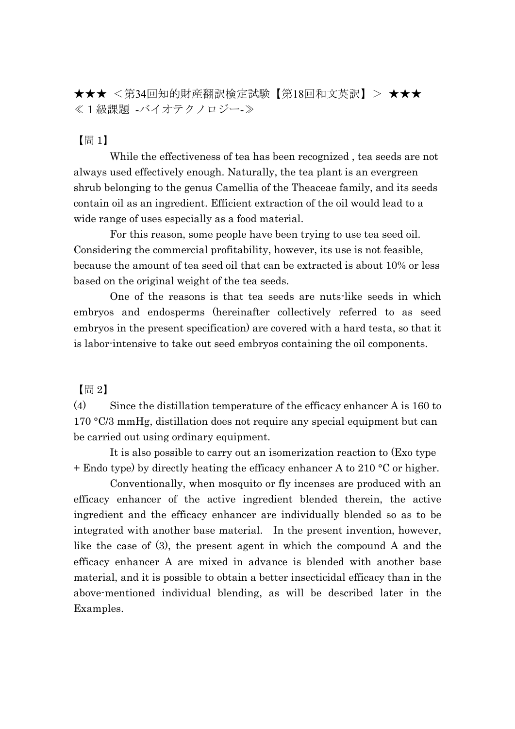★★★ ＜第34回知的財産翻訳検定試験【第18回和文英訳】＞ ★★★
≪１級課題 -バイオテクノロジー-≫

【問 1】

While the effectiveness of tea has been recognized , tea seeds are not always used effectively enough. Naturally, the tea plant is an evergreen shrub belonging to the genus Camellia of the Theaceae family, and its seeds contain oil as an ingredient. Efficient extraction of the oil would lead to a wide range of uses especially as a food material.

For this reason, some people have been trying to use tea seed oil. Considering the commercial profitability, however, its use is not feasible, because the amount of tea seed oil that can be extracted is about 10% or less based on the original weight of the tea seeds.

One of the reasons is that tea seeds are nuts-like seeds in which embryos and endosperms (hereinafter collectively referred to as seed embryos in the present specification) are covered with a hard testa, so that it is labor-intensive to take out seed embryos containing the oil components.

【問 2】

(4) Since the distillation temperature of the efficacy enhancer A is 160 to 170 °C/3 mmHg, distillation does not require any special equipment but can be carried out using ordinary equipment.

It is also possible to carry out an isomerization reaction to (Exo type + Endo type) by directly heating the efficacy enhancer A to 210 °C or higher.

Conventionally, when mosquito or fly incenses are produced with an efficacy enhancer of the active ingredient blended therein, the active ingredient and the efficacy enhancer are individually blended so as to be integrated with another base material. In the present invention, however, like the case of (3), the present agent in which the compound A and the efficacy enhancer A are mixed in advance is blended with another base material, and it is possible to obtain a better insecticidal efficacy than in the above-mentioned individual blending, as will be described later in the Examples.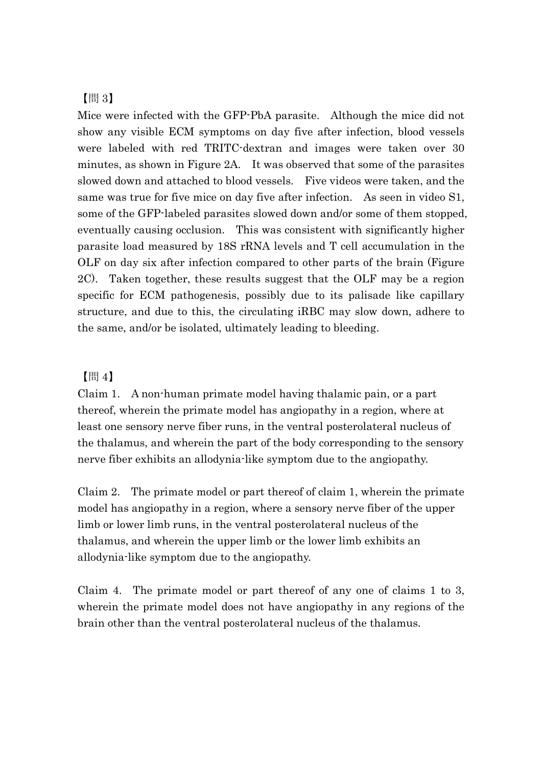【問 3】

Mice were infected with the GFP-PbA parasite. Although the mice did not show any visible ECM symptoms on day five after infection, blood vessels were labeled with red TRITC-dextran and images were taken over 30 minutes, as shown in Figure 2A. It was observed that some of the parasites slowed down and attached to blood vessels. Five videos were taken, and the same was true for five mice on day five after infection. As seen in video S1, some of the GFP-labeled parasites slowed down and/or some of them stopped, eventually causing occlusion. This was consistent with significantly higher parasite load measured by 18S rRNA levels and T cell accumulation in the OLF on day six after infection compared to other parts of the brain (Figure 2C). Taken together, these results suggest that the OLF may be a region specific for ECM pathogenesis, possibly due to its palisade like capillary structure, and due to this, the circulating iRBC may slow down, adhere to the same, and/or be isolated, ultimately leading to bleeding.

【問 4】

Claim 1. A non-human primate model having thalamic pain, or a part thereof, wherein the primate model has angiopathy in a region, where at least one sensory nerve fiber runs, in the ventral posterolateral nucleus of the thalamus, and wherein the part of the body corresponding to the sensory nerve fiber exhibits an allodynia-like symptom due to the angiopathy.

Claim 2. The primate model or part thereof of claim 1, wherein the primate model has angiopathy in a region, where a sensory nerve fiber of the upper limb or lower limb runs, in the ventral posterolateral nucleus of the thalamus, and wherein the upper limb or the lower limb exhibits an allodynia-like symptom due to the angiopathy.

Claim 4. The primate model or part thereof of any one of claims 1 to 3, wherein the primate model does not have angiopathy in any regions of the brain other than the ventral posterolateral nucleus of the thalamus.